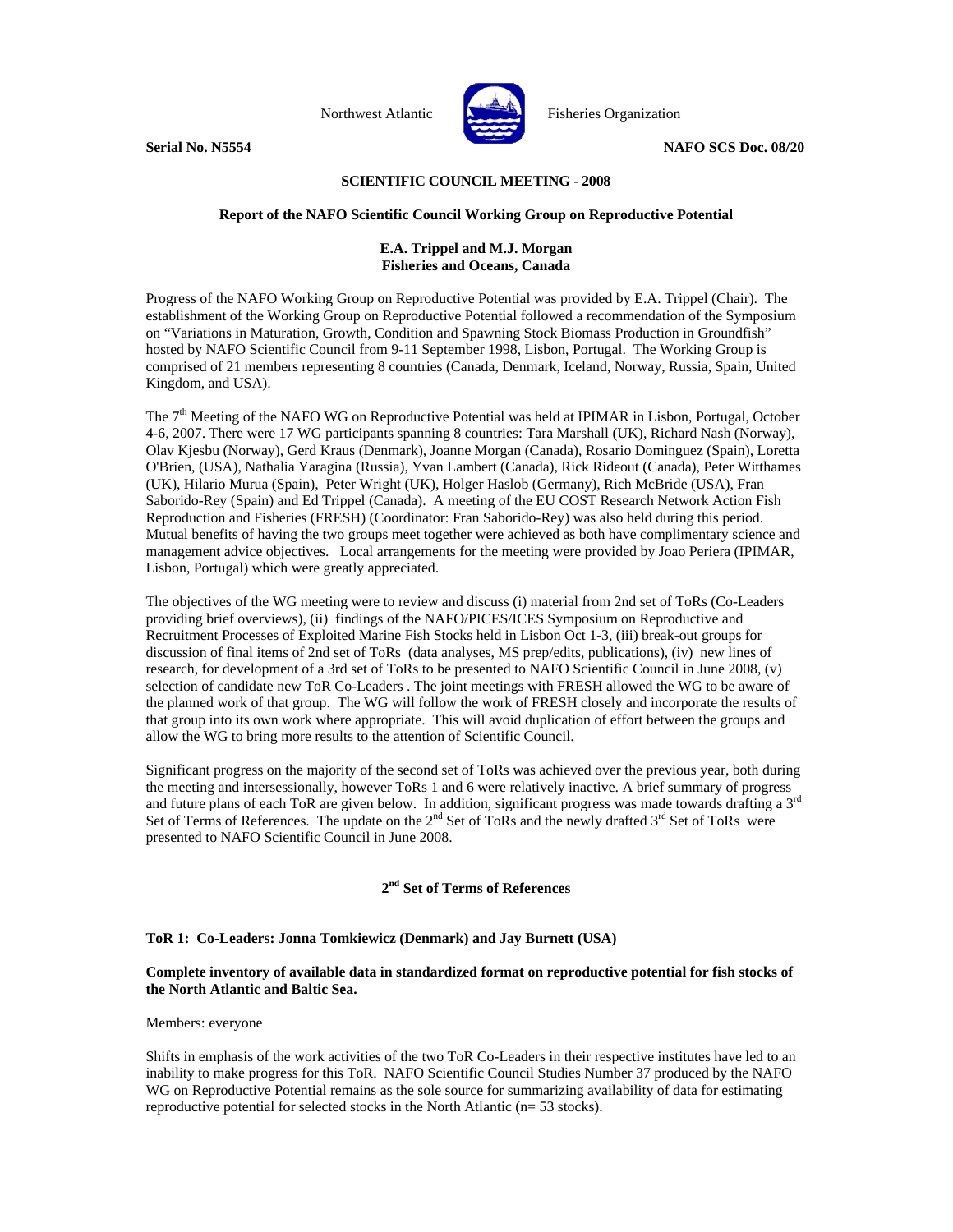Northwest Atlantic Fisheries Organization

**Serial No. N5554** **NAFO SCS Doc. 08/20**

**SCIENTIFIC COUNCIL MEETING - 2008**

**Report of the NAFO Scientific Council Working Group on Reproductive Potential**

**E.A. Trippel and M.J. Morgan**
**Fisheries and Oceans, Canada**

Progress of the NAFO Working Group on Reproductive Potential was provided by E.A. Trippel (Chair). The establishment of the Working Group on Reproductive Potential followed a recommendation of the Symposium on "Variations in Maturation, Growth, Condition and Spawning Stock Biomass Production in Groundfish" hosted by NAFO Scientific Council from 9-11 September 1998, Lisbon, Portugal. The Working Group is comprised of 21 members representing 8 countries (Canada, Denmark, Iceland, Norway, Russia, Spain, United Kingdom, and USA).

The 7th Meeting of the NAFO WG on Reproductive Potential was held at IPIMAR in Lisbon, Portugal, October 4-6, 2007. There were 17 WG participants spanning 8 countries: Tara Marshall (UK), Richard Nash (Norway), Olav Kjesbu (Norway), Gerd Kraus (Denmark), Joanne Morgan (Canada), Rosario Dominguez (Spain), Loretta O'Brien, (USA), Nathalia Yaragina (Russia), Yvan Lambert (Canada), Rick Rideout (Canada), Peter Witthames (UK), Hilario Murua (Spain), Peter Wright (UK), Holger Haslob (Germany), Rich McBride (USA), Fran Saborido-Rey (Spain) and Ed Trippel (Canada). A meeting of the EU COST Research Network Action Fish Reproduction and Fisheries (FRESH) (Coordinator: Fran Saborido-Rey) was also held during this period. Mutual benefits of having the two groups meet together were achieved as both have complimentary science and management advice objectives. Local arrangements for the meeting were provided by Joao Periera (IPIMAR, Lisbon, Portugal) which were greatly appreciated.

The objectives of the WG meeting were to review and discuss (i) material from 2nd set of ToRs (Co-Leaders providing brief overviews), (ii) findings of the NAFO/PICES/ICES Symposium on Reproductive and Recruitment Processes of Exploited Marine Fish Stocks held in Lisbon Oct 1-3, (iii) break-out groups for discussion of final items of 2nd set of ToRs (data analyses, MS prep/edits, publications), (iv) new lines of research, for development of a 3rd set of ToRs to be presented to NAFO Scientific Council in June 2008, (v) selection of candidate new ToR Co-Leaders . The joint meetings with FRESH allowed the WG to be aware of the planned work of that group. The WG will follow the work of FRESH closely and incorporate the results of that group into its own work where appropriate. This will avoid duplication of effort between the groups and allow the WG to bring more results to the attention of Scientific Council.

Significant progress on the majority of the second set of ToRs was achieved over the previous year, both during the meeting and intersessionally, however ToRs 1 and 6 were relatively inactive. A brief summary of progress and future plans of each ToR are given below. In addition, significant progress was made towards drafting a 3rd Set of Terms of References. The update on the 2nd Set of ToRs and the newly drafted 3rd Set of ToRs were presented to NAFO Scientific Council in June 2008.

## 2nd Set of Terms of References

### ToR 1: Co-Leaders: Jonna Tomkiewicz (Denmark) and Jay Burnett (USA)

**Complete inventory of available data in standardized format on reproductive potential for fish stocks of the North Atlantic and Baltic Sea.**

Members: everyone

Shifts in emphasis of the work activities of the two ToR Co-Leaders in their respective institutes have led to an inability to make progress for this ToR. NAFO Scientific Council Studies Number 37 produced by the NAFO WG on Reproductive Potential remains as the sole source for summarizing availability of data for estimating reproductive potential for selected stocks in the North Atlantic (n= 53 stocks).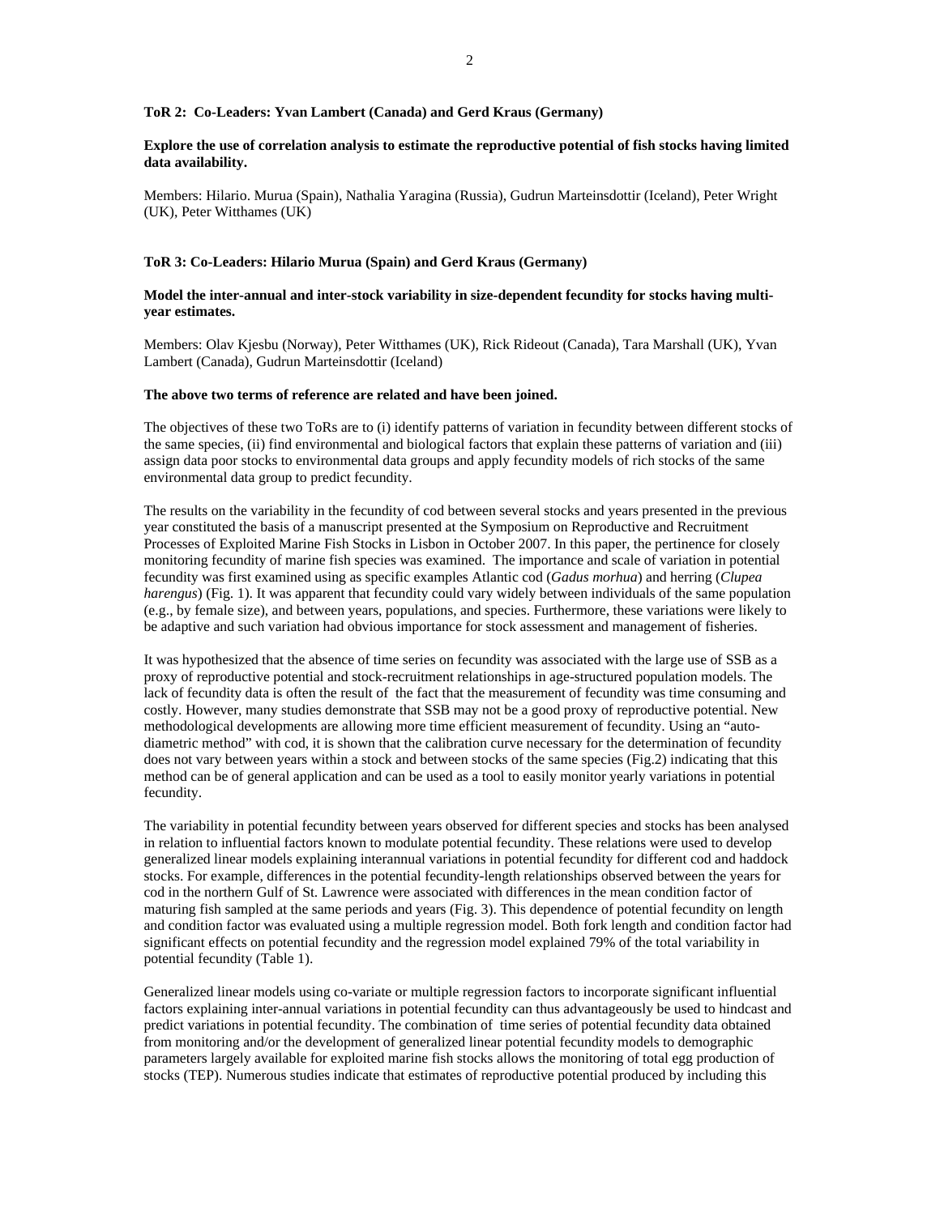**ToR 2: Co-Leaders: Yvan Lambert (Canada) and Gerd Kraus (Germany)**

**Explore the use of correlation analysis to estimate the reproductive potential of fish stocks having limited data availability.**

Members: Hilario. Murua (Spain), Nathalia Yaragina (Russia), Gudrun Marteinsdottir (Iceland), Peter Wright (UK), Peter Witthames (UK)

**ToR 3: Co-Leaders: Hilario Murua (Spain) and Gerd Kraus (Germany)**

**Model the inter-annual and inter-stock variability in size-dependent fecundity for stocks having multi-year estimates.**

Members: Olav Kjesbu (Norway), Peter Witthames (UK), Rick Rideout (Canada), Tara Marshall (UK), Yvan Lambert (Canada), Gudrun Marteinsdottir (Iceland)

**The above two terms of reference are related and have been joined.**

The objectives of these two ToRs are to (i) identify patterns of variation in fecundity between different stocks of the same species, (ii) find environmental and biological factors that explain these patterns of variation and (iii) assign data poor stocks to environmental data groups and apply fecundity models of rich stocks of the same environmental data group to predict fecundity.

The results on the variability in the fecundity of cod between several stocks and years presented in the previous year constituted the basis of a manuscript presented at the Symposium on Reproductive and Recruitment Processes of Exploited Marine Fish Stocks in Lisbon in October 2007. In this paper, the pertinence for closely monitoring fecundity of marine fish species was examined. The importance and scale of variation in potential fecundity was first examined using as specific examples Atlantic cod (*Gadus morhua*) and herring (*Clupea harengus*) (Fig. 1). It was apparent that fecundity could vary widely between individuals of the same population (e.g., by female size), and between years, populations, and species. Furthermore, these variations were likely to be adaptive and such variation had obvious importance for stock assessment and management of fisheries.

It was hypothesized that the absence of time series on fecundity was associated with the large use of SSB as a proxy of reproductive potential and stock-recruitment relationships in age-structured population models. The lack of fecundity data is often the result of the fact that the measurement of fecundity was time consuming and costly. However, many studies demonstrate that SSB may not be a good proxy of reproductive potential. New methodological developments are allowing more time efficient measurement of fecundity. Using an "auto-diametric method" with cod, it is shown that the calibration curve necessary for the determination of fecundity does not vary between years within a stock and between stocks of the same species (Fig.2) indicating that this method can be of general application and can be used as a tool to easily monitor yearly variations in potential fecundity.

The variability in potential fecundity between years observed for different species and stocks has been analysed in relation to influential factors known to modulate potential fecundity. These relations were used to develop generalized linear models explaining interannual variations in potential fecundity for different cod and haddock stocks. For example, differences in the potential fecundity-length relationships observed between the years for cod in the northern Gulf of St. Lawrence were associated with differences in the mean condition factor of maturing fish sampled at the same periods and years (Fig. 3). This dependence of potential fecundity on length and condition factor was evaluated using a multiple regression model. Both fork length and condition factor had significant effects on potential fecundity and the regression model explained 79% of the total variability in potential fecundity (Table 1).

Generalized linear models using co-variate or multiple regression factors to incorporate significant influential factors explaining inter-annual variations in potential fecundity can thus advantageously be used to hindcast and predict variations in potential fecundity. The combination of time series of potential fecundity data obtained from monitoring and/or the development of generalized linear potential fecundity models to demographic parameters largely available for exploited marine fish stocks allows the monitoring of total egg production of stocks (TEP). Numerous studies indicate that estimates of reproductive potential produced by including this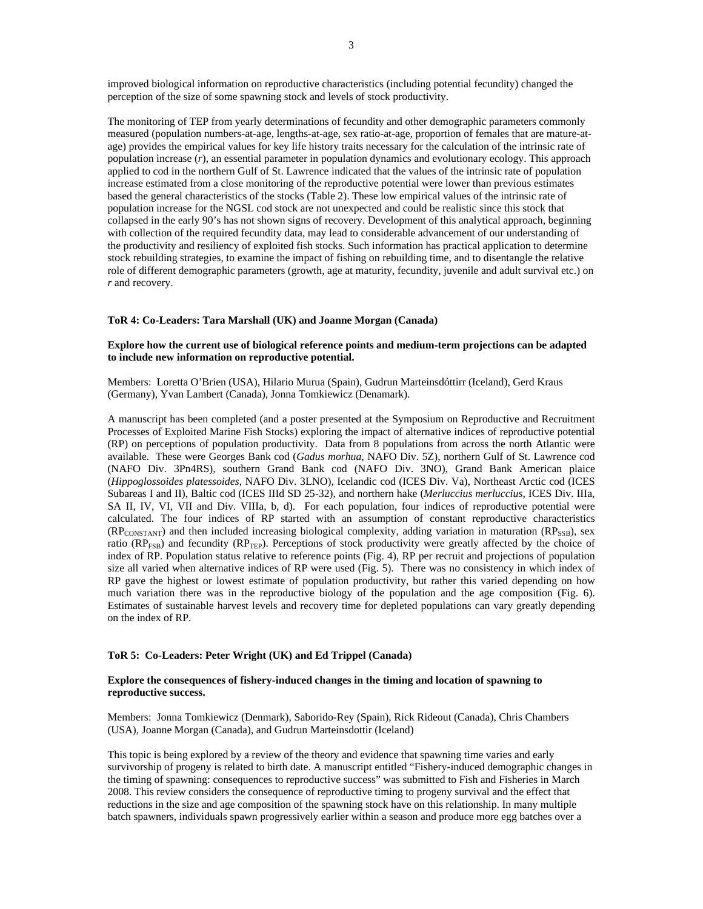improved biological information on reproductive characteristics (including potential fecundity) changed the perception of the size of some spawning stock and levels of stock productivity.

The monitoring of TEP from yearly determinations of fecundity and other demographic parameters commonly measured (population numbers-at-age, lengths-at-age, sex ratio-at-age, proportion of females that are mature-at-age) provides the empirical values for key life history traits necessary for the calculation of the intrinsic rate of population increase (*r*), an essential parameter in population dynamics and evolutionary ecology. This approach applied to cod in the northern Gulf of St. Lawrence indicated that the values of the intrinsic rate of population increase estimated from a close monitoring of the reproductive potential were lower than previous estimates based the general characteristics of the stocks (Table 2). These low empirical values of the intrinsic rate of population increase for the NGSL cod stock are not unexpected and could be realistic since this stock that collapsed in the early 90's has not shown signs of recovery. Development of this analytical approach, beginning with collection of the required fecundity data, may lead to considerable advancement of our understanding of the productivity and resiliency of exploited fish stocks. Such information has practical application to determine stock rebuilding strategies, to examine the impact of fishing on rebuilding time, and to disentangle the relative role of different demographic parameters (growth, age at maturity, fecundity, juvenile and adult survival etc.) on *r* and recovery.

**ToR 4: Co-Leaders: Tara Marshall (UK) and Joanne Morgan (Canada)**

**Explore how the current use of biological reference points and medium-term projections can be adapted to include new information on reproductive potential.**

Members: Loretta O'Brien (USA), Hilario Murua (Spain), Gudrun Marteinsdóttirr (Iceland), Gerd Kraus (Germany), Yvan Lambert (Canada), Jonna Tomkiewicz (Denamark).

A manuscript has been completed (and a poster presented at the Symposium on Reproductive and Recruitment Processes of Exploited Marine Fish Stocks) exploring the impact of alternative indices of reproductive potential (RP) on perceptions of population productivity. Data from 8 populations from across the north Atlantic were available. These were Georges Bank cod (*Gadus morhua*, NAFO Div. 5Z), northern Gulf of St. Lawrence cod (NAFO Div. 3Pn4RS), southern Grand Bank cod (NAFO Div. 3NO), Grand Bank American plaice (*Hippoglossoides platessoides*, NAFO Div. 3LNO), Icelandic cod (ICES Div. Va), Northeast Arctic cod (ICES Subareas I and II), Baltic cod (ICES IIId SD 25-32), and northern hake (*Merluccius merluccius*, ICES Div. IIIa, SA II, IV, VI, VII and Div. VIIIa, b, d). For each population, four indices of reproductive potential were calculated. The four indices of RP started with an assumption of constant reproductive characteristics ($RP_{CONSTANT}$) and then included increasing biological complexity, adding variation in maturation ($RP_{SSB}$), sex ratio ($RP_{FSB}$) and fecundity ($RP_{TEP}$). Perceptions of stock productivity were greatly affected by the choice of index of RP. Population status relative to reference points (Fig. 4), RP per recruit and projections of population size all varied when alternative indices of RP were used (Fig. 5). There was no consistency in which index of RP gave the highest or lowest estimate of population productivity, but rather this varied depending on how much variation there was in the reproductive biology of the population and the age composition (Fig. 6). Estimates of sustainable harvest levels and recovery time for depleted populations can vary greatly depending on the index of RP.

**ToR 5: Co-Leaders: Peter Wright (UK) and Ed Trippel (Canada)**

**Explore the consequences of fishery-induced changes in the timing and location of spawning to reproductive success.**

Members: Jonna Tomkiewicz (Denmark), Saborido-Rey (Spain), Rick Rideout (Canada), Chris Chambers (USA), Joanne Morgan (Canada), and Gudrun Marteinsdottir (Iceland)

This topic is being explored by a review of the theory and evidence that spawning time varies and early survivorship of progeny is related to birth date. A manuscript entitled "Fishery-induced demographic changes in the timing of spawning: consequences to reproductive success" was submitted to Fish and Fisheries in March 2008. This review considers the consequence of reproductive timing to progeny survival and the effect that reductions in the size and age composition of the spawning stock have on this relationship. In many multiple batch spawners, individuals spawn progressively earlier within a season and produce more egg batches over a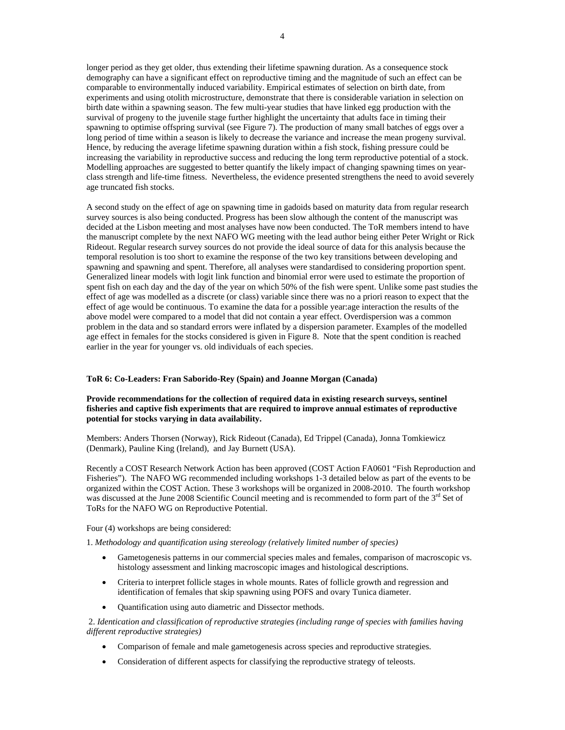longer period as they get older, thus extending their lifetime spawning duration. As a consequence stock demography can have a significant effect on reproductive timing and the magnitude of such an effect can be comparable to environmentally induced variability. Empirical estimates of selection on birth date, from experiments and using otolith microstructure, demonstrate that there is considerable variation in selection on birth date within a spawning season. The few multi-year studies that have linked egg production with the survival of progeny to the juvenile stage further highlight the uncertainty that adults face in timing their spawning to optimise offspring survival (see Figure 7). The production of many small batches of eggs over a long period of time within a season is likely to decrease the variance and increase the mean progeny survival. Hence, by reducing the average lifetime spawning duration within a fish stock, fishing pressure could be increasing the variability in reproductive success and reducing the long term reproductive potential of a stock. Modelling approaches are suggested to better quantify the likely impact of changing spawning times on year-class strength and life-time fitness. Nevertheless, the evidence presented strengthens the need to avoid severely age truncated fish stocks.

A second study on the effect of age on spawning time in gadoids based on maturity data from regular research survey sources is also being conducted. Progress has been slow although the content of the manuscript was decided at the Lisbon meeting and most analyses have now been conducted. The ToR members intend to have the manuscript complete by the next NAFO WG meeting with the lead author being either Peter Wright or Rick Rideout. Regular research survey sources do not provide the ideal source of data for this analysis because the temporal resolution is too short to examine the response of the two key transitions between developing and spawning and spawning and spent. Therefore, all analyses were standardised to considering proportion spent. Generalized linear models with logit link function and binomial error were used to estimate the proportion of spent fish on each day and the day of the year on which 50% of the fish were spent. Unlike some past studies the effect of age was modelled as a discrete (or class) variable since there was no a priori reason to expect that the effect of age would be continuous. To examine the data for a possible year:age interaction the results of the above model were compared to a model that did not contain a year effect. Overdispersion was a common problem in the data and so standard errors were inflated by a dispersion parameter. Examples of the modelled age effect in females for the stocks considered is given in Figure 8. Note that the spent condition is reached earlier in the year for younger vs. old individuals of each species.

### ToR 6: Co-Leaders: Fran Saborido-Rey (Spain) and Joanne Morgan (Canada)

**Provide recommendations for the collection of required data in existing research surveys, sentinel fisheries and captive fish experiments that are required to improve annual estimates of reproductive potential for stocks varying in data availability.**

Members: Anders Thorsen (Norway), Rick Rideout (Canada), Ed Trippel (Canada), Jonna Tomkiewicz (Denmark), Pauline King (Ireland), and Jay Burnett (USA).

Recently a COST Research Network Action has been approved (COST Action FA0601 "Fish Reproduction and Fisheries"). The NAFO WG recommended including workshops 1-3 detailed below as part of the events to be organized within the COST Action. These 3 workshops will be organized in 2008-2010. The fourth workshop was discussed at the June 2008 Scientific Council meeting and is recommended to form part of the 3rd Set of ToRs for the NAFO WG on Reproductive Potential.

Four (4) workshops are being considered:

1. *Methodology and quantification using stereology (relatively limited number of species)*

- Gametogenesis patterns in our commercial species males and females, comparison of macroscopic vs. histology assessment and linking macroscopic images and histological descriptions.
- Criteria to interpret follicle stages in whole mounts. Rates of follicle growth and regression and identification of females that skip spawning using POFS and ovary Tunica diameter.
- Quantification using auto diametric and Dissector methods.

2. *Identication and classification of reproductive strategies (including range of species with families having different reproductive strategies)*

- Comparison of female and male gametogenesis across species and reproductive strategies.
- Consideration of different aspects for classifying the reproductive strategy of teleosts.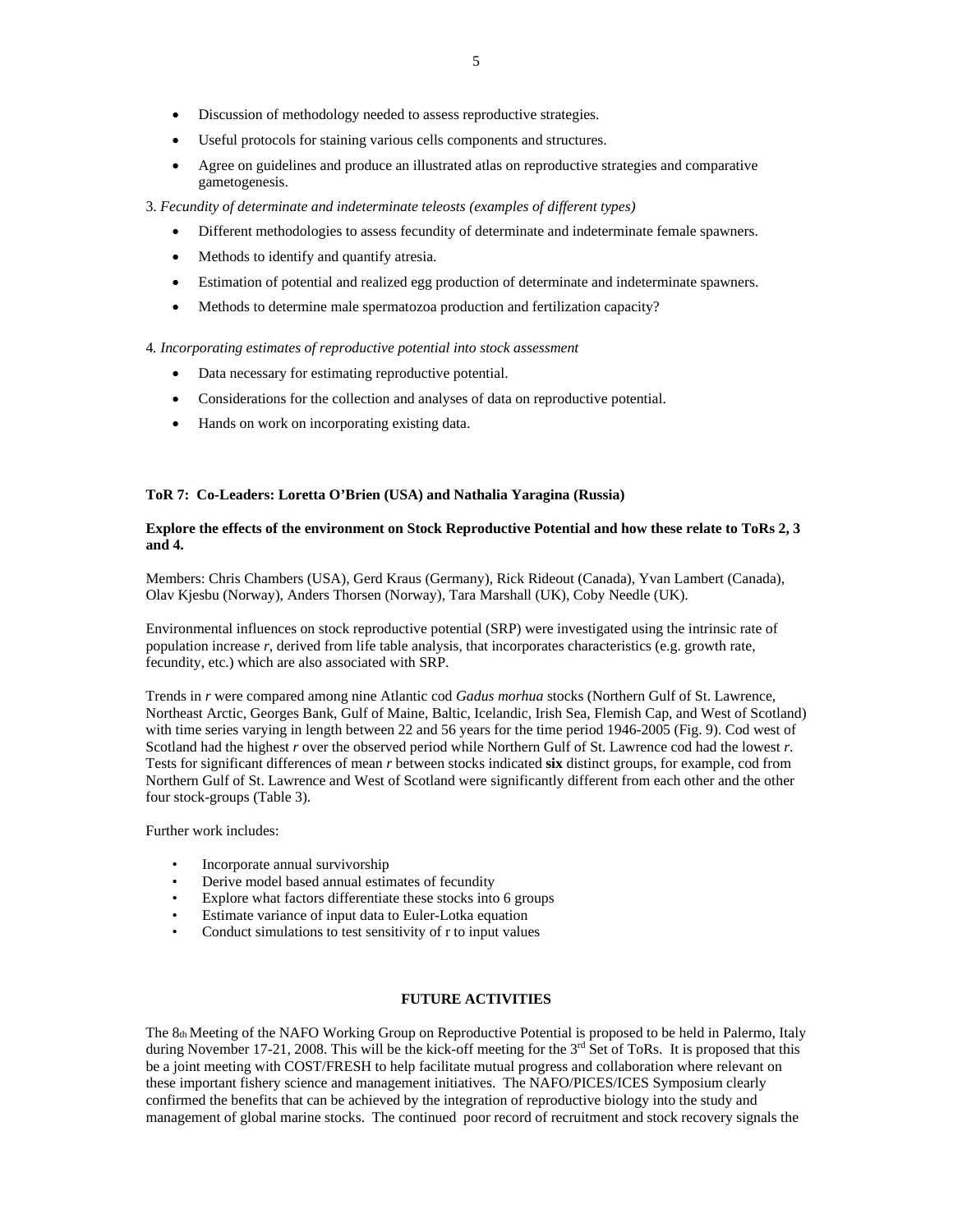- Discussion of methodology needed to assess reproductive strategies.
- Useful protocols for staining various cells components and structures.
- Agree on guidelines and produce an illustrated atlas on reproductive strategies and comparative gametogenesis.

3. *Fecundity of determinate and indeterminate teleosts (examples of different types)*

- Different methodologies to assess fecundity of determinate and indeterminate female spawners.
- Methods to identify and quantify atresia.
- Estimation of potential and realized egg production of determinate and indeterminate spawners.
- Methods to determine male spermatozoa production and fertilization capacity?

4. *Incorporating estimates of reproductive potential into stock assessment*

- Data necessary for estimating reproductive potential.
- Considerations for the collection and analyses of data on reproductive potential.
- Hands on work on incorporating existing data.

**ToR 7: Co-Leaders: Loretta O'Brien (USA) and Nathalia Yaragina (Russia)**

**Explore the effects of the environment on Stock Reproductive Potential and how these relate to ToRs 2, 3 and 4.**

Members: Chris Chambers (USA), Gerd Kraus (Germany), Rick Rideout (Canada), Yvan Lambert (Canada), Olav Kjesbu (Norway), Anders Thorsen (Norway), Tara Marshall (UK), Coby Needle (UK).

Environmental influences on stock reproductive potential (SRP) were investigated using the intrinsic rate of population increase *r*, derived from life table analysis, that incorporates characteristics (e.g. growth rate, fecundity, etc.) which are also associated with SRP.

Trends in *r* were compared among nine Atlantic cod *Gadus morhua* stocks (Northern Gulf of St. Lawrence, Northeast Arctic, Georges Bank, Gulf of Maine, Baltic, Icelandic, Irish Sea, Flemish Cap, and West of Scotland) with time series varying in length between 22 and 56 years for the time period 1946-2005 (Fig. 9). Cod west of Scotland had the highest *r* over the observed period while Northern Gulf of St. Lawrence cod had the lowest *r*. Tests for significant differences of mean *r* between stocks indicated **six** distinct groups, for example, cod from Northern Gulf of St. Lawrence and West of Scotland were significantly different from each other and the other four stock-groups (Table 3).

Further work includes:

- Incorporate annual survivorship
- Derive model based annual estimates of fecundity
- Explore what factors differentiate these stocks into 6 groups
- Estimate variance of input data to Euler-Lotka equation
- Conduct simulations to test sensitivity of r to input values

## FUTURE ACTIVITIES

The 8th Meeting of the NAFO Working Group on Reproductive Potential is proposed to be held in Palermo, Italy during November 17-21, 2008. This will be the kick-off meeting for the 3rd Set of ToRs. It is proposed that this be a joint meeting with COST/FRESH to help facilitate mutual progress and collaboration where relevant on these important fishery science and management initiatives. The NAFO/PICES/ICES Symposium clearly confirmed the benefits that can be achieved by the integration of reproductive biology into the study and management of global marine stocks. The continued poor record of recruitment and stock recovery signals the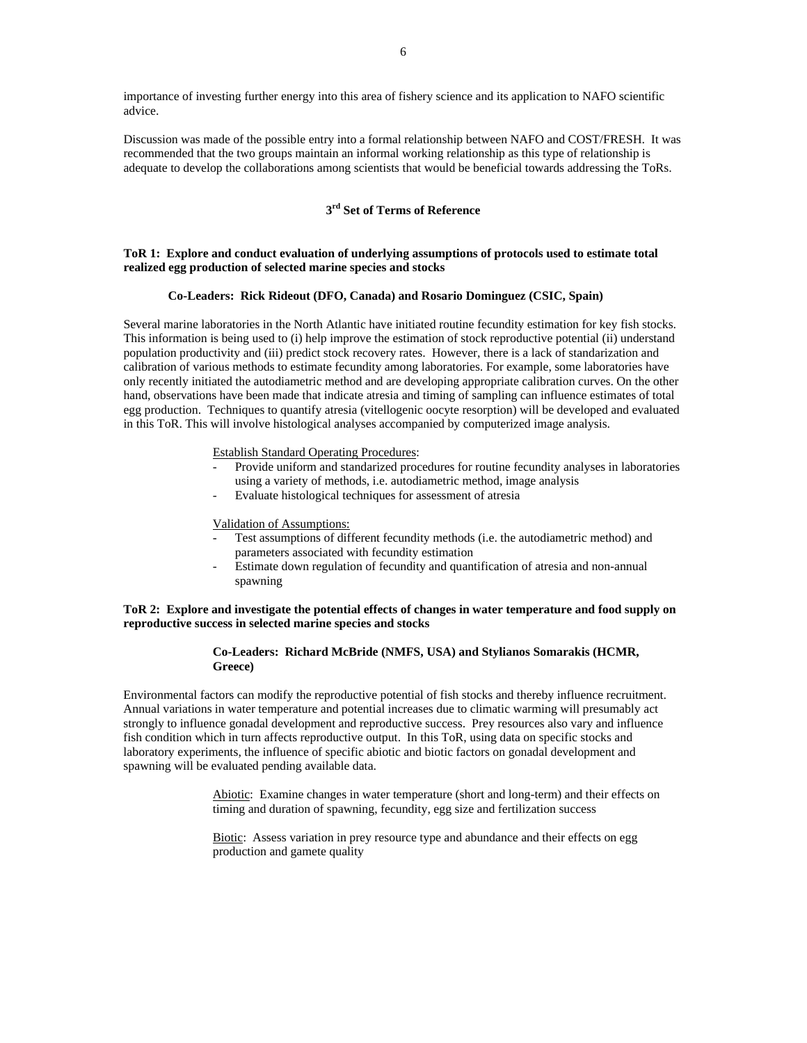importance of investing further energy into this area of fishery science and its application to NAFO scientific advice.

Discussion was made of the possible entry into a formal relationship between NAFO and COST/FRESH. It was recommended that the two groups maintain an informal working relationship as this type of relationship is adequate to develop the collaborations among scientists that would be beneficial towards addressing the ToRs.

## 3rd Set of Terms of Reference

### ToR 1: Explore and conduct evaluation of underlying assumptions of protocols used to estimate total realized egg production of selected marine species and stocks

**Co-Leaders: Rick Rideout (DFO, Canada) and Rosario Dominguez (CSIC, Spain)**

Several marine laboratories in the North Atlantic have initiated routine fecundity estimation for key fish stocks. This information is being used to (i) help improve the estimation of stock reproductive potential (ii) understand population productivity and (iii) predict stock recovery rates. However, there is a lack of standarization and calibration of various methods to estimate fecundity among laboratories. For example, some laboratories have only recently initiated the autodiametric method and are developing appropriate calibration curves. On the other hand, observations have been made that indicate atresia and timing of sampling can influence estimates of total egg production. Techniques to quantify atresia (vitellogenic oocyte resorption) will be developed and evaluated in this ToR. This will involve histological analyses accompanied by computerized image analysis.

Establish Standard Operating Procedures:

- Provide uniform and standarized procedures for routine fecundity analyses in laboratories using a variety of methods, i.e. autodiametric method, image analysis
- Evaluate histological techniques for assessment of atresia

Validation of Assumptions:

- Test assumptions of different fecundity methods (i.e. the autodiametric method) and parameters associated with fecundity estimation
- Estimate down regulation of fecundity and quantification of atresia and non-annual spawning

### ToR 2: Explore and investigate the potential effects of changes in water temperature and food supply on reproductive success in selected marine species and stocks

**Co-Leaders: Richard McBride (NMFS, USA) and Stylianos Somarakis (HCMR, Greece)**

Environmental factors can modify the reproductive potential of fish stocks and thereby influence recruitment. Annual variations in water temperature and potential increases due to climatic warming will presumably act strongly to influence gonadal development and reproductive success. Prey resources also vary and influence fish condition which in turn affects reproductive output. In this ToR, using data on specific stocks and laboratory experiments, the influence of specific abiotic and biotic factors on gonadal development and spawning will be evaluated pending available data.

Abiotic: Examine changes in water temperature (short and long-term) and their effects on timing and duration of spawning, fecundity, egg size and fertilization success

Biotic: Assess variation in prey resource type and abundance and their effects on egg production and gamete quality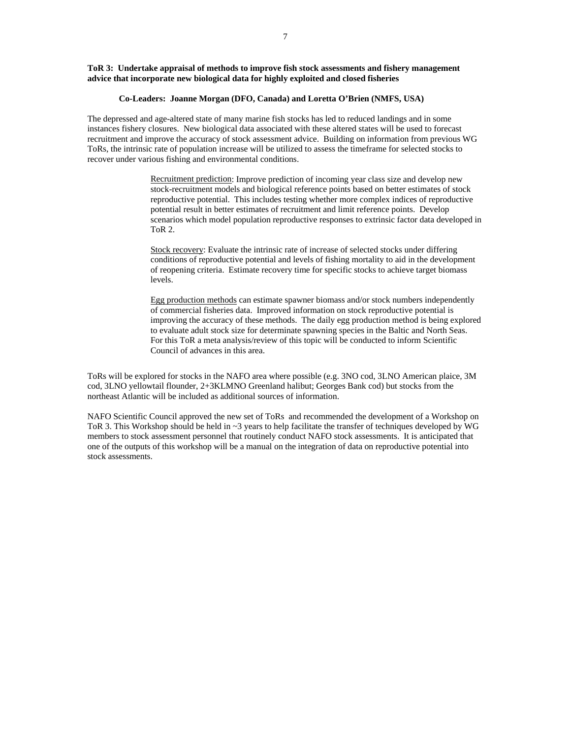**ToR 3: Undertake appraisal of methods to improve fish stock assessments and fishery management advice that incorporate new biological data for highly exploited and closed fisheries**

**Co-Leaders: Joanne Morgan (DFO, Canada) and Loretta O'Brien (NMFS, USA)**

The depressed and age-altered state of many marine fish stocks has led to reduced landings and in some instances fishery closures. New biological data associated with these altered states will be used to forecast recruitment and improve the accuracy of stock assessment advice. Building on information from previous WG ToRs, the intrinsic rate of population increase will be utilized to assess the timeframe for selected stocks to recover under various fishing and environmental conditions.

> Recruitment prediction: Improve prediction of incoming year class size and develop new stock-recruitment models and biological reference points based on better estimates of stock reproductive potential. This includes testing whether more complex indices of reproductive potential result in better estimates of recruitment and limit reference points. Develop scenarios which model population reproductive responses to extrinsic factor data developed in ToR 2.
>
> Stock recovery: Evaluate the intrinsic rate of increase of selected stocks under differing conditions of reproductive potential and levels of fishing mortality to aid in the development of reopening criteria. Estimate recovery time for specific stocks to achieve target biomass levels.
>
> Egg production methods can estimate spawner biomass and/or stock numbers independently of commercial fisheries data. Improved information on stock reproductive potential is improving the accuracy of these methods. The daily egg production method is being explored to evaluate adult stock size for determinate spawning species in the Baltic and North Seas. For this ToR a meta analysis/review of this topic will be conducted to inform Scientific Council of advances in this area.

ToRs will be explored for stocks in the NAFO area where possible (e.g. 3NO cod, 3LNO American plaice, 3M cod, 3LNO yellowtail flounder, 2+3KLMNO Greenland halibut; Georges Bank cod) but stocks from the northeast Atlantic will be included as additional sources of information.

NAFO Scientific Council approved the new set of ToRs and recommended the development of a Workshop on ToR 3. This Workshop should be held in ~3 years to help facilitate the transfer of techniques developed by WG members to stock assessment personnel that routinely conduct NAFO stock assessments. It is anticipated that one of the outputs of this workshop will be a manual on the integration of data on reproductive potential into stock assessments.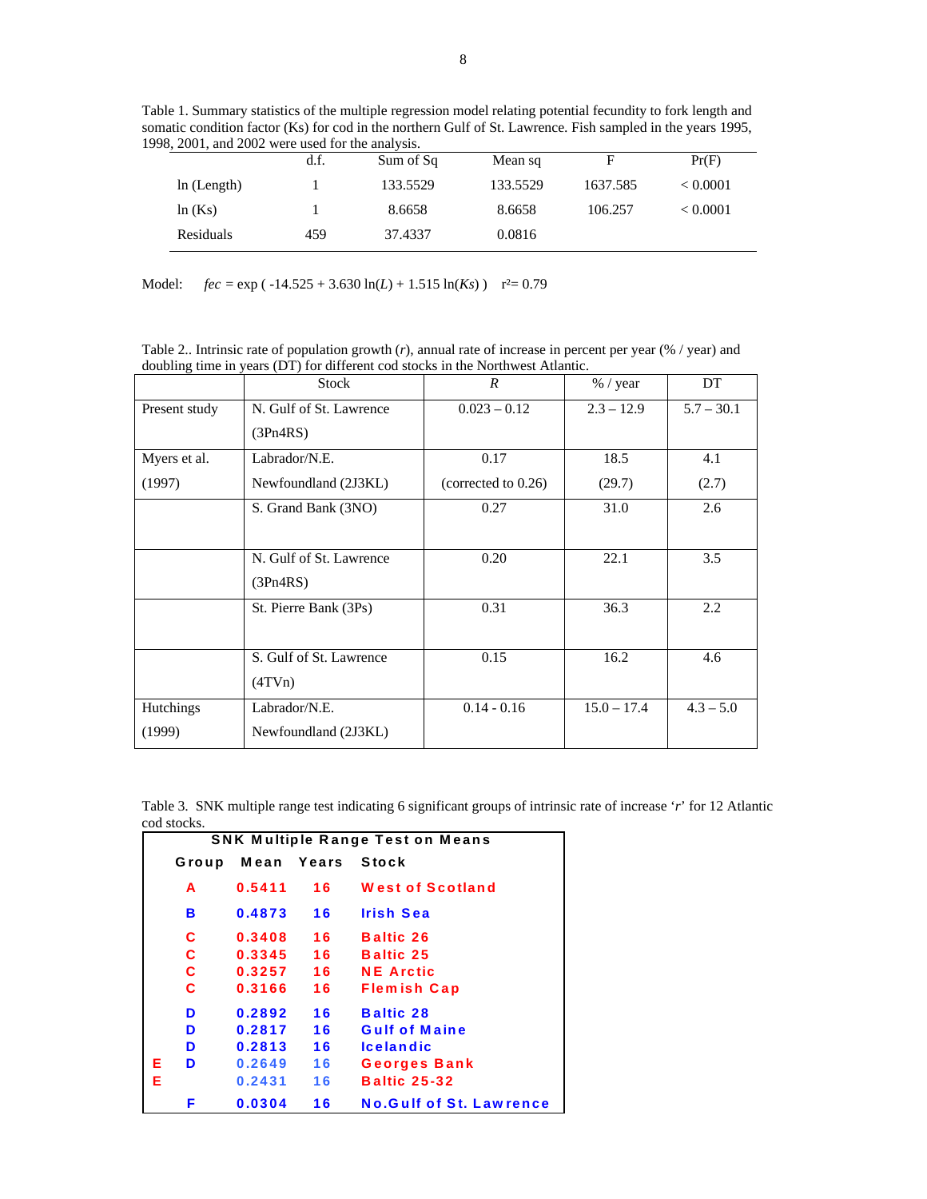Table 1. Summary statistics of the multiple regression model relating potential fecundity to fork length and somatic condition factor (Ks) for cod in the northern Gulf of St. Lawrence. Fish sampled in the years 1995, 1998, 2001, and 2002 were used for the analysis.

| | d.f. | Sum of Sq | Mean sq | F | Pr(F) |
|---|---|---|---|---|---|
| ln (Length) | 1 | 133.5529 | 133.5529 | 1637.585 | < 0.0001 |
| ln (Ks) | 1 | 8.6658 | 8.6658 | 106.257 | < 0.0001 |
| Residuals | 459 | 37.4337 | 0.0816 | | |

Model: $fec = \exp(-14.525 + 3.630 \ln(L) + 1.515 \ln(Ks))$ $\quad r^2 = 0.79$

Table 2.. Intrinsic rate of population growth (*r*), annual rate of increase in percent per year (% / year) and doubling time in years (DT) for different cod stocks in the Northwest Atlantic.

| | Stock | *R* | % / year | DT |
|---|---|---|---|---|
| Present study | N. Gulf of St. Lawrence (3Pn4RS) | 0.023 – 0.12 | 2.3 – 12.9 | 5.7 – 30.1 |
| Myers et al. (1997) | Labrador/N.E. Newfoundland (2J3KL) | 0.17 (corrected to 0.26) | 18.5 (29.7) | 4.1 (2.7) |
| | S. Grand Bank (3NO) | 0.27 | 31.0 | 2.6 |
| | N. Gulf of St. Lawrence (3Pn4RS) | 0.20 | 22.1 | 3.5 |
| | St. Pierre Bank (3Ps) | 0.31 | 36.3 | 2.2 |
| | S. Gulf of St. Lawrence (4TVn) | 0.15 | 16.2 | 4.6 |
| Hutchings (1999) | Labrador/N.E. Newfoundland (2J3KL) | 0.14 - 0.16 | 15.0 – 17.4 | 4.3 – 5.0 |

Table 3. SNK multiple range test indicating 6 significant groups of intrinsic rate of increase '*r*' for 12 Atlantic cod stocks.

**SNK Multiple Range Test on Means**

| Group | Mean | Years | Stock |
|---|---|---|---|
| A | 0.5411 | 16 | West of Scotland |
| B | 0.4873 | 16 | Irish Sea |
| C | 0.3408 | 16 | Baltic 26 |
| C | 0.3345 | 16 | Baltic 25 |
| C | 0.3257 | 16 | NE Arctic |
| C | 0.3166 | 16 | Flemish Cap |
| D | 0.2892 | 16 | Baltic 28 |
| D | 0.2817 | 16 | Gulf of Maine |
| D | 0.2813 | 16 | Icelandic |
| E D | 0.2649 | 16 | Georges Bank |
| E | 0.2431 | 16 | Baltic 25-32 |
| F | 0.0304 | 16 | No.Gulf of St. Lawrence |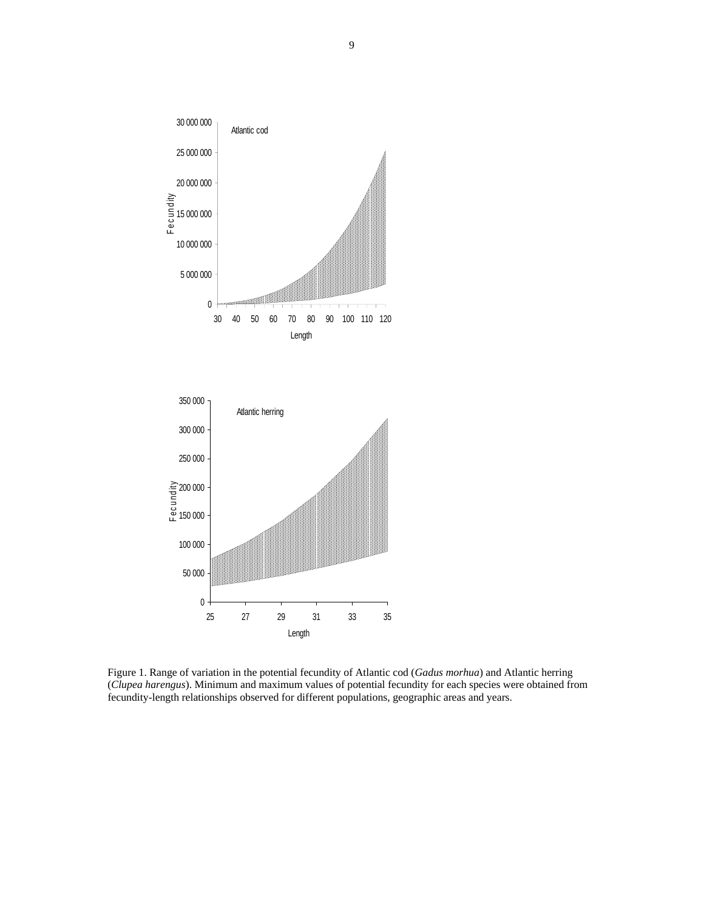Figure 1. Range of variation in the potential fecundity of Atlantic cod (*Gadus morhua*) and Atlantic herring (*Clupea harengus*). Minimum and maximum values of potential fecundity for each species were obtained from fecundity-length relationships observed for different populations, geographic areas and years.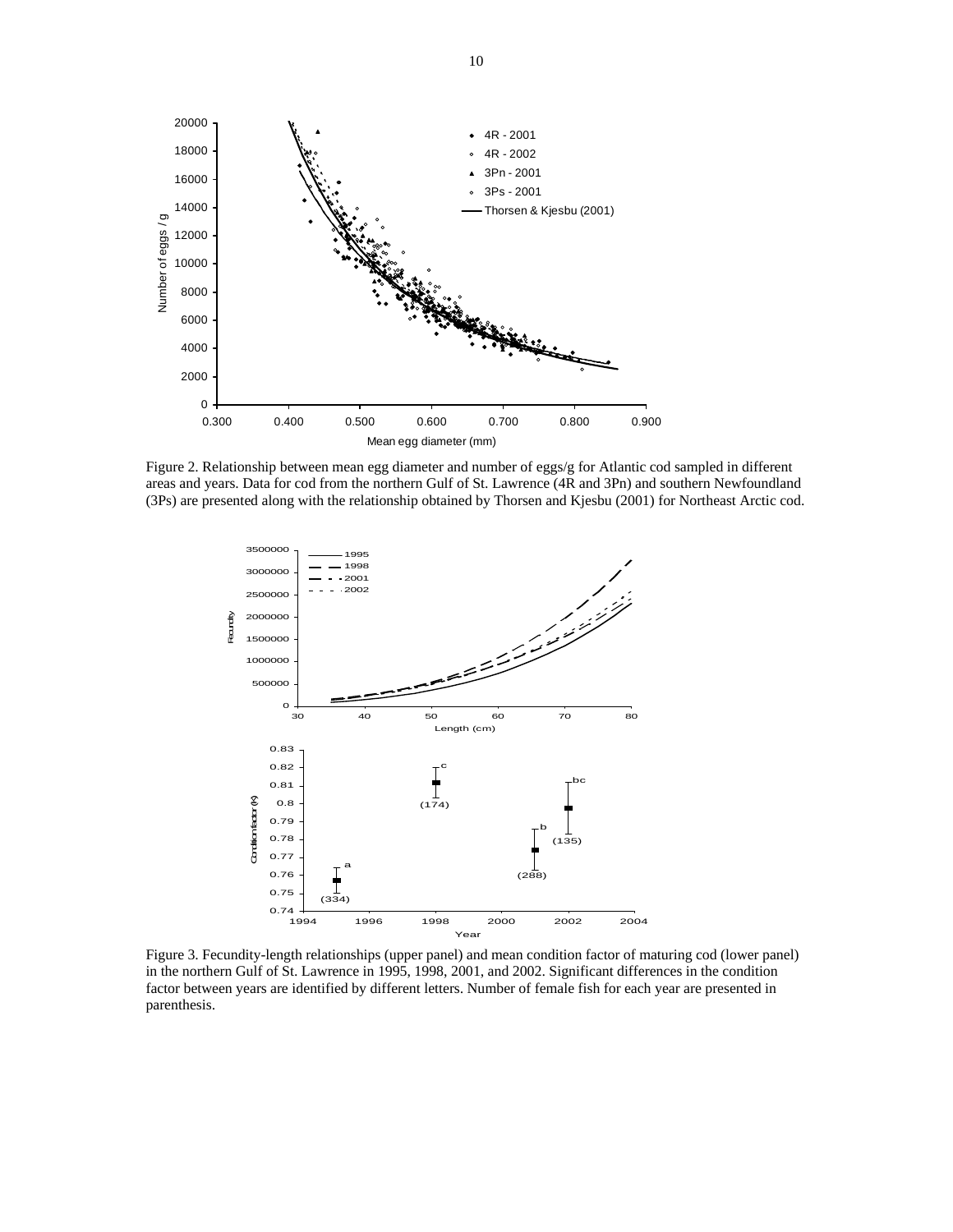Figure 2. Relationship between mean egg diameter and number of eggs/g for Atlantic cod sampled in different areas and years. Data for cod from the northern Gulf of St. Lawrence (4R and 3Pn) and southern Newfoundland (3Ps) are presented along with the relationship obtained by Thorsen and Kjesbu (2001) for Northeast Arctic cod.

Figure 3. Fecundity-length relationships (upper panel) and mean condition factor of maturing cod (lower panel) in the northern Gulf of St. Lawrence in 1995, 1998, 2001, and 2002. Significant differences in the condition factor between years are identified by different letters. Number of female fish for each year are presented in parenthesis.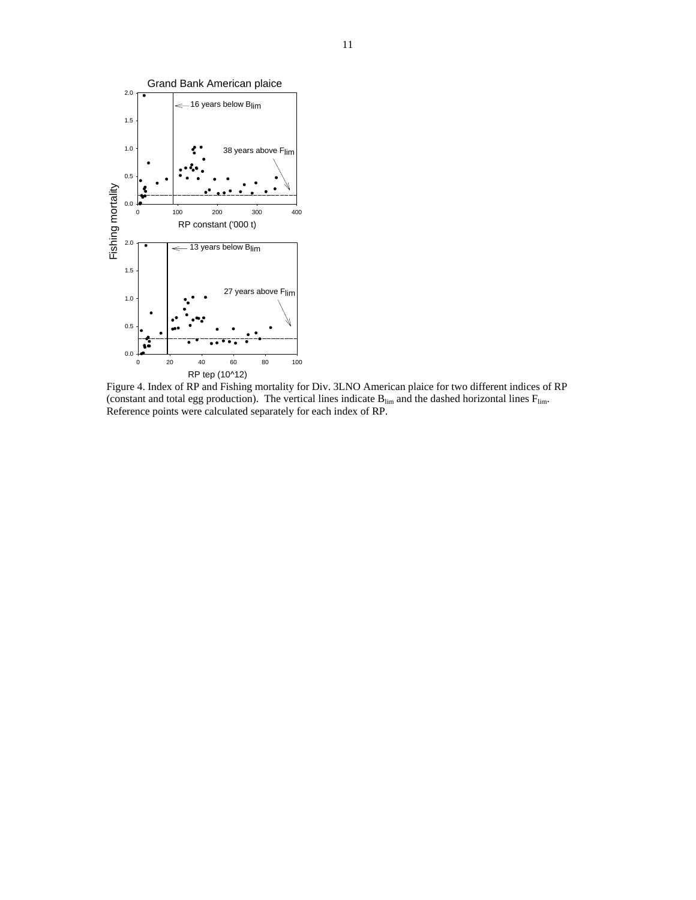Figure 4. Index of RP and Fishing mortality for Div. 3LNO American plaice for two different indices of RP (constant and total egg production). The vertical lines indicate $B_{lim}$ and the dashed horizontal lines $F_{lim}$. Reference points were calculated separately for each index of RP.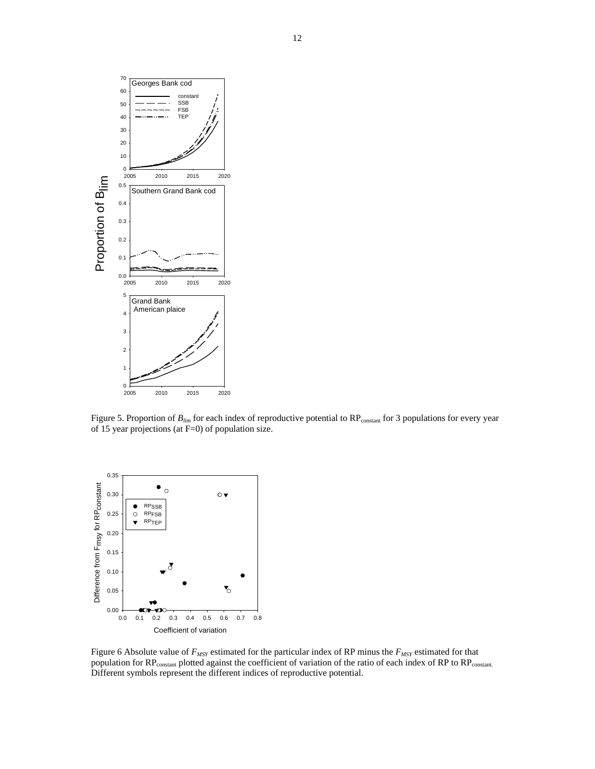Figure 5. Proportion of $B_{lim}$ for each index of reproductive potential to $RP_{constant}$ for 3 populations for every year of 15 year projections (at F=0) of population size.

Figure 6 Absolute value of $F_{MSY}$ estimated for the particular index of RP minus the $F_{MSY}$ estimated for that population for $RP_{constant}$ plotted against the coefficient of variation of the ratio of each index of RP to $RP_{constant.}$ Different symbols represent the different indices of reproductive potential.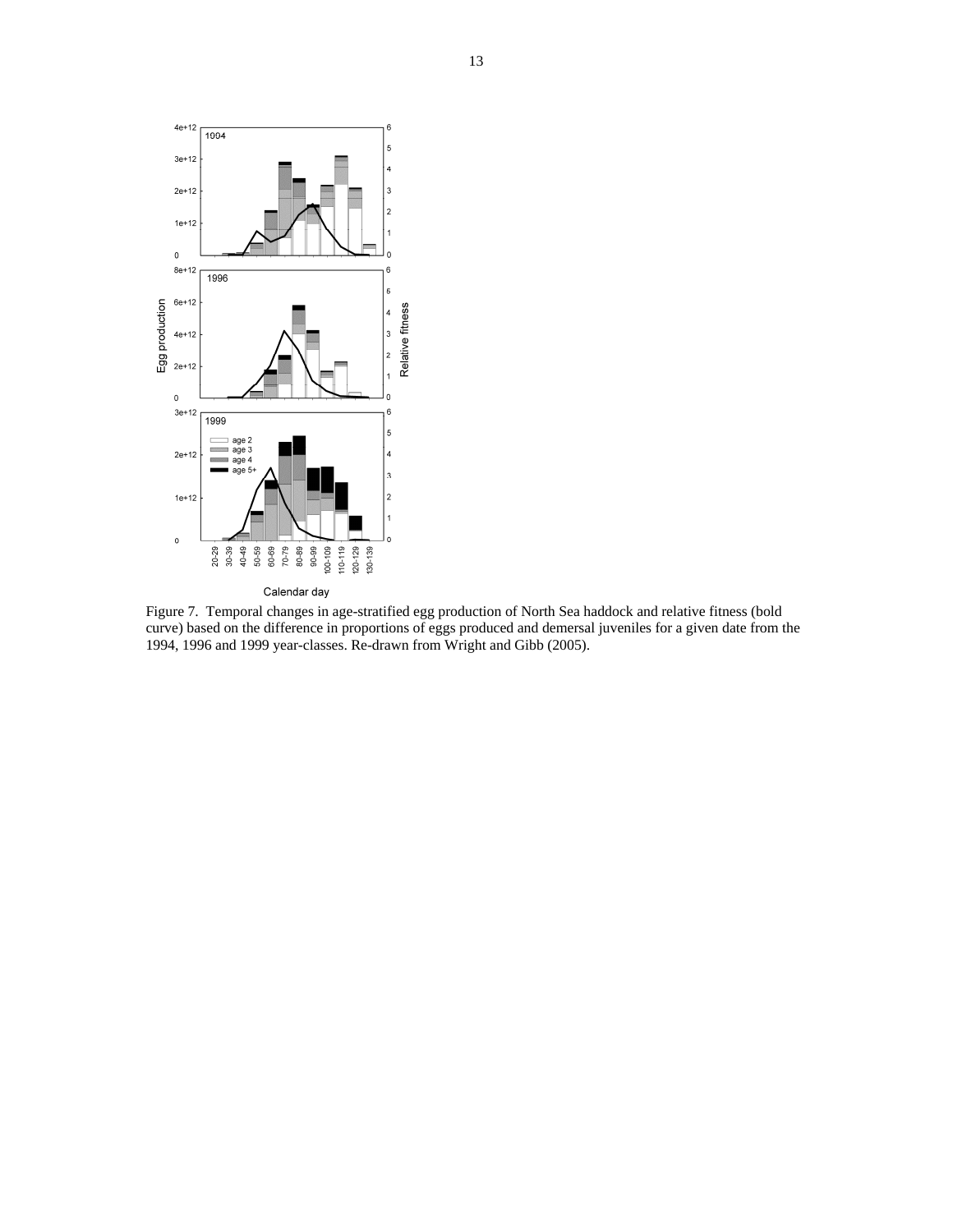Figure 7. Temporal changes in age-stratified egg production of North Sea haddock and relative fitness (bold curve) based on the difference in proportions of eggs produced and demersal juveniles for a given date from the 1994, 1996 and 1999 year-classes. Re-drawn from Wright and Gibb (2005).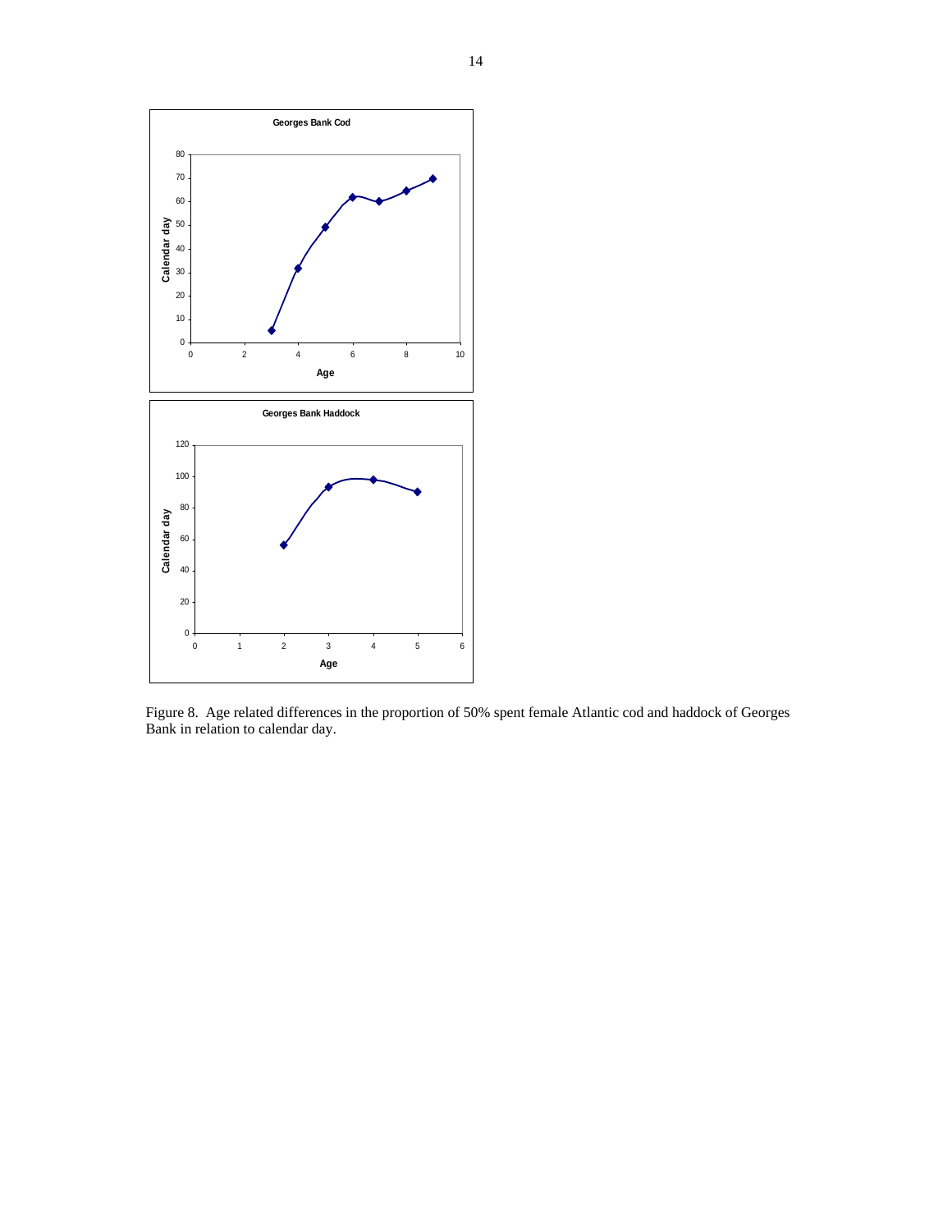Figure 8. Age related differences in the proportion of 50% spent female Atlantic cod and haddock of Georges Bank in relation to calendar day.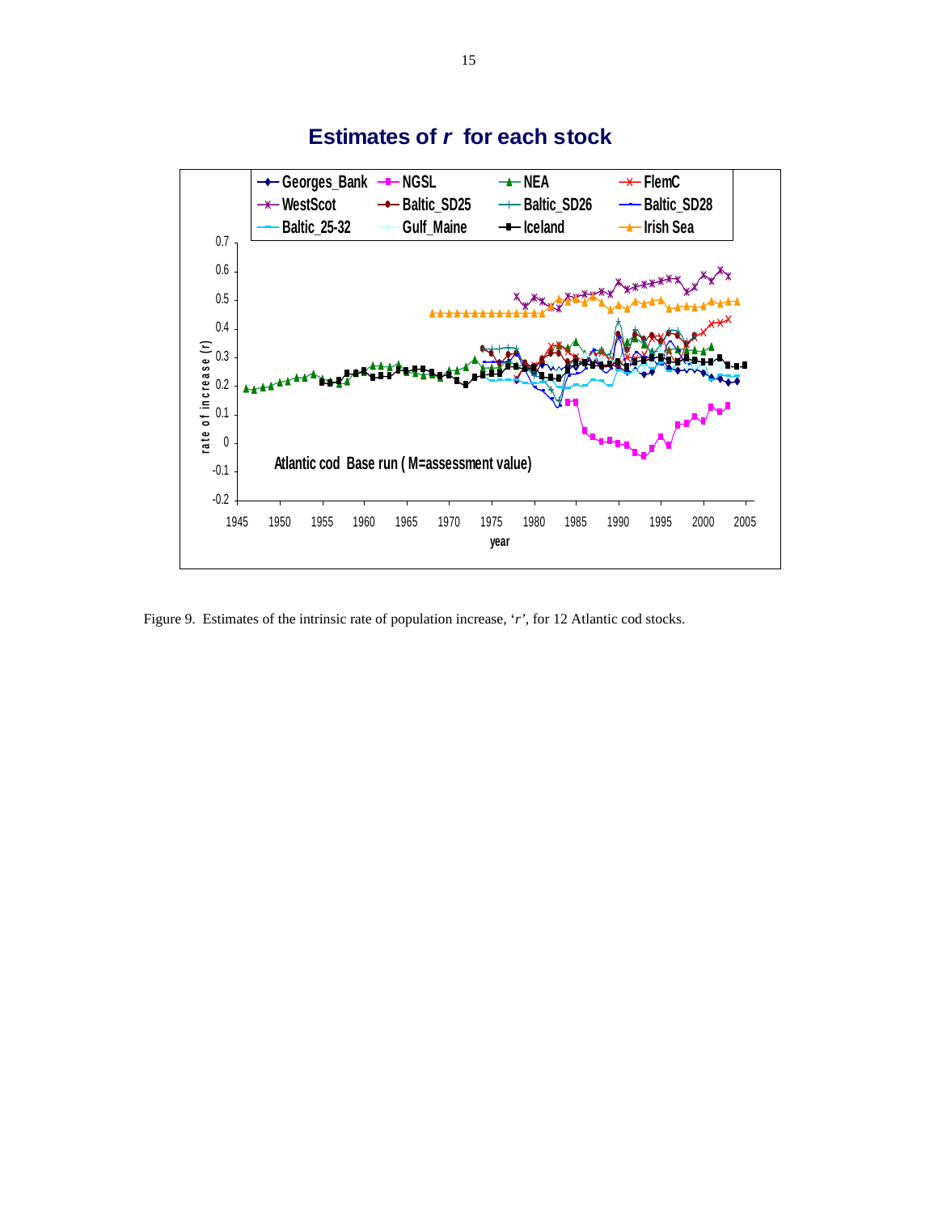Estimates of *r* for each stock

Georges_Bank
NGSL
NEA
FlemC
WestScot
Baltic_SD25
Baltic_SD26
Baltic_SD28
Baltic_25-32
Gulf_Maine
Iceland
Irish Sea

0.7
0.6
0.5
0.4
0.3
0.2
0.1
0
-0.1
-0.2

rate of increase (r)

Atlantic cod Base run ( M=assessment value)

1945 1950 1955 1960 1965 1970 1975 1980 1985 1990 1995 2000 2005

year

Figure 9. Estimates of the intrinsic rate of population increase, '*r*', for 12 Atlantic cod stocks.